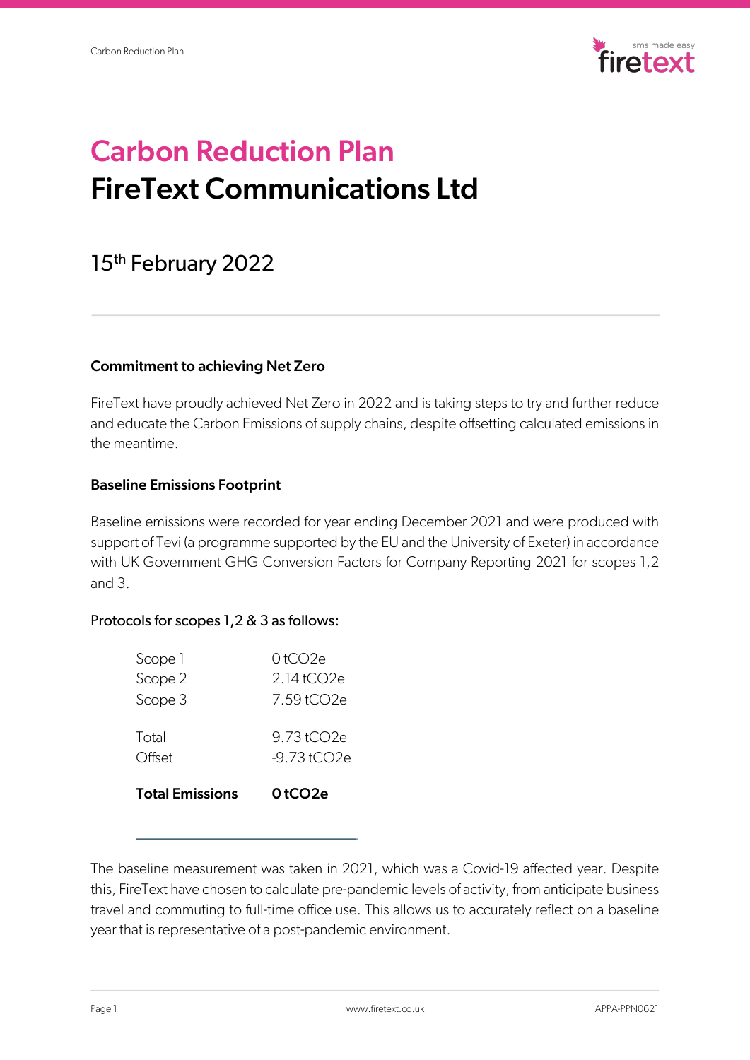# Carbon Reduction Plan
# FireText Communications Ltd

15th February 2022

---

**Commitment to achieving Net Zero**

FireText have proudly achieved Net Zero in 2022 and is taking steps to try and further reduce and educate the Carbon Emissions of supply chains, despite offsetting calculated emissions in the meantime.

**Baseline Emissions Footprint**

Baseline emissions were recorded for year ending December 2021 and were produced with support of Tevi (a programme supported by the EU and the University of Exeter) in accordance with UK Government GHG Conversion Factors for Company Reporting 2021 for scopes 1,2 and 3.

Protocols for scopes 1,2 & 3 as follows:

| | |
|---|---|
| Scope 1 | 0 tCO2e |
| Scope 2 | 2.14 tCO2e |
| Scope 3 | 7.59 tCO2e |
| Total | 9.73 tCO2e |
| Offset | -9.73 tCO2e |
| **Total Emissions** | **0 tCO2e** |

The baseline measurement was taken in 2021, which was a Covid-19 affected year. Despite this, FireText have chosen to calculate pre-pandemic levels of activity, from anticipate business travel and commuting to full-time office use. This allows us to accurately reflect on a baseline year that is representative of a post-pandemic environment.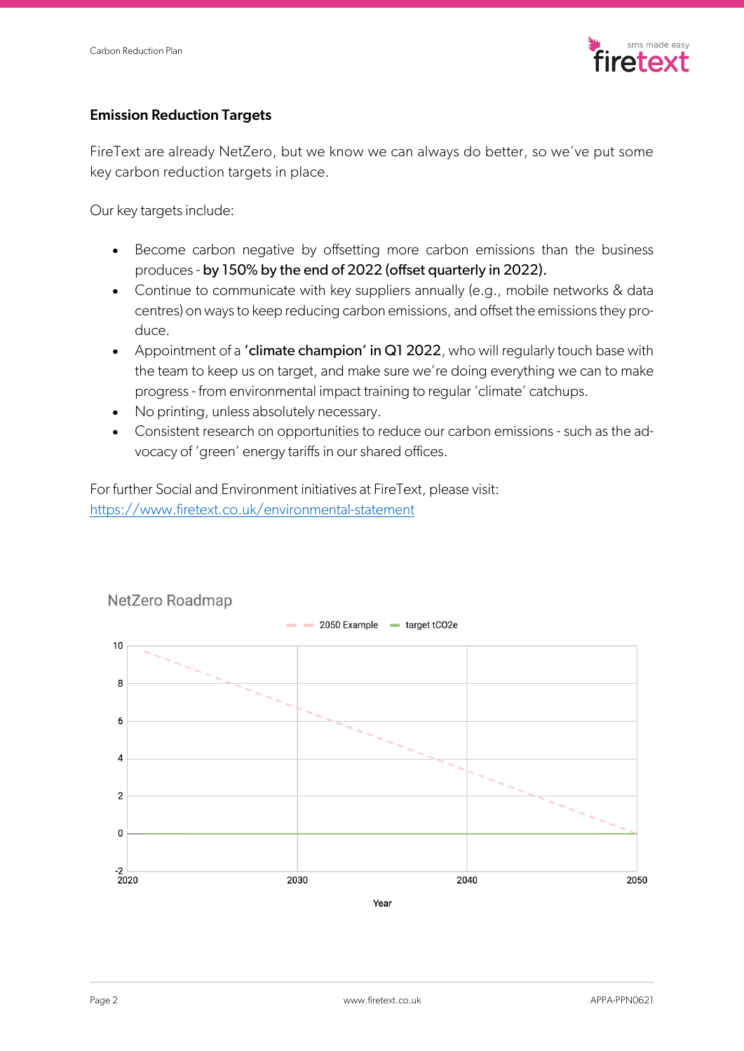## Emission Reduction Targets

FireText are already NetZero, but we know we can always do better, so we've put some key carbon reduction targets in place.

Our key targets include:

- Become carbon negative by offsetting more carbon emissions than the business produces - **by 150% by the end of 2022 (offset quarterly in 2022).**
- Continue to communicate with key suppliers annually (e.g., mobile networks & data centres) on ways to keep reducing carbon emissions, and offset the emissions they produce.
- Appointment of a **'climate champion' in Q1 2022**, who will regularly touch base with the team to keep us on target, and make sure we're doing everything we can to make progress - from environmental impact training to regular 'climate' catchups.
- No printing, unless absolutely necessary.
- Consistent research on opportunities to reduce our carbon emissions - such as the advocacy of 'green' energy tariffs in our shared offices.

For further Social and Environment initiatives at FireText, please visit:
https://www.firetext.co.uk/environmental-statement

NetZero Roadmap

2050 Example | target tCO2e

Year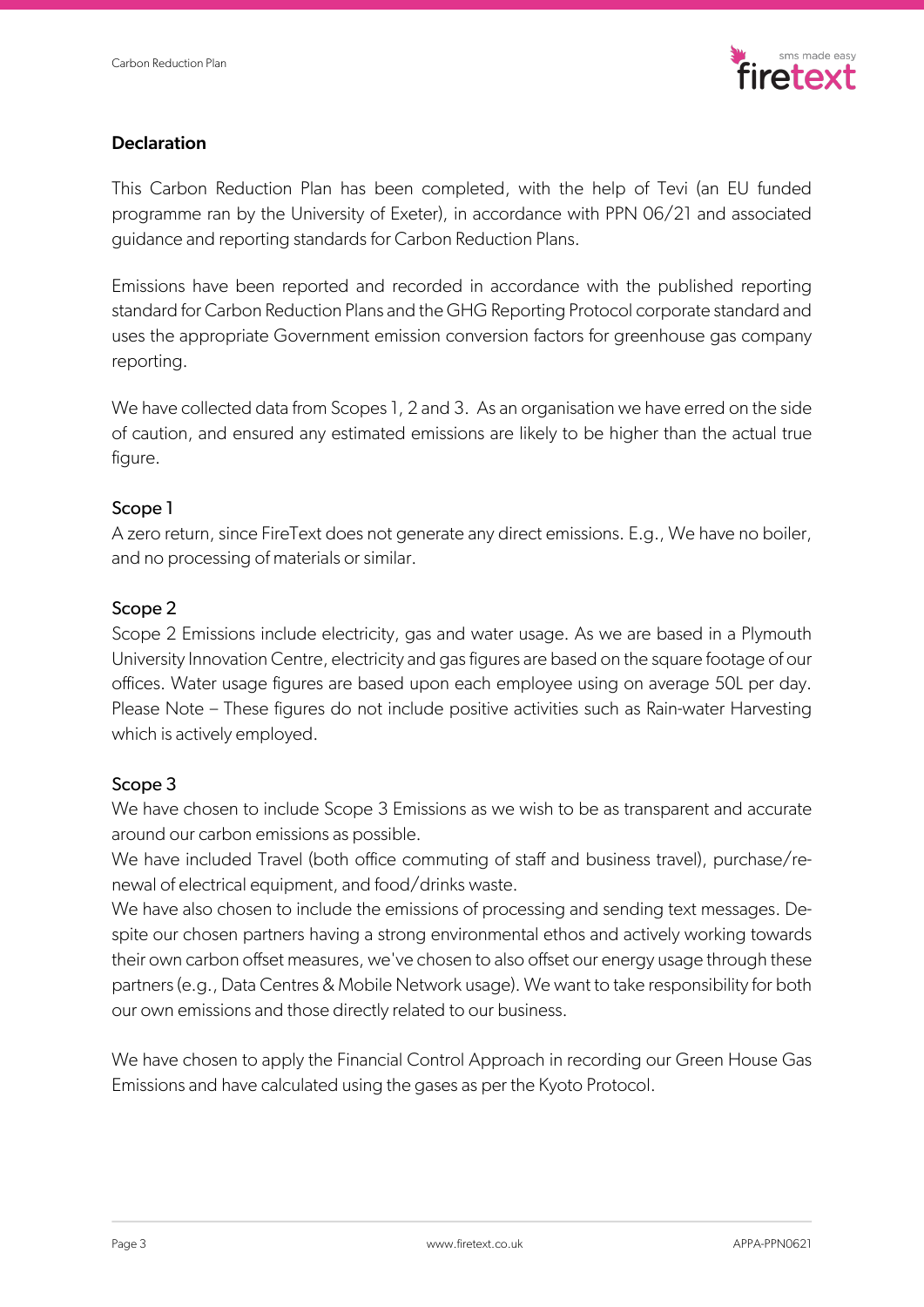## Declaration

This Carbon Reduction Plan has been completed, with the help of Tevi (an EU funded programme ran by the University of Exeter), in accordance with PPN 06/21 and associated guidance and reporting standards for Carbon Reduction Plans.

Emissions have been reported and recorded in accordance with the published reporting standard for Carbon Reduction Plans and the GHG Reporting Protocol corporate standard and uses the appropriate Government emission conversion factors for greenhouse gas company reporting.

We have collected data from Scopes 1, 2 and 3. As an organisation we have erred on the side of caution, and ensured any estimated emissions are likely to be higher than the actual true figure.

### Scope 1

A zero return, since FireText does not generate any direct emissions. E.g., We have no boiler, and no processing of materials or similar.

### Scope 2

Scope 2 Emissions include electricity, gas and water usage. As we are based in a Plymouth University Innovation Centre, electricity and gas figures are based on the square footage of our offices. Water usage figures are based upon each employee using on average 50L per day. Please Note – These figures do not include positive activities such as Rain-water Harvesting which is actively employed.

### Scope 3

We have chosen to include Scope 3 Emissions as we wish to be as transparent and accurate around our carbon emissions as possible.

We have included Travel (both office commuting of staff and business travel), purchase/renewal of electrical equipment, and food/drinks waste.

We have also chosen to include the emissions of processing and sending text messages. Despite our chosen partners having a strong environmental ethos and actively working towards their own carbon offset measures, we've chosen to also offset our energy usage through these partners (e.g., Data Centres & Mobile Network usage). We want to take responsibility for both our own emissions and those directly related to our business.

We have chosen to apply the Financial Control Approach in recording our Green House Gas Emissions and have calculated using the gases as per the Kyoto Protocol.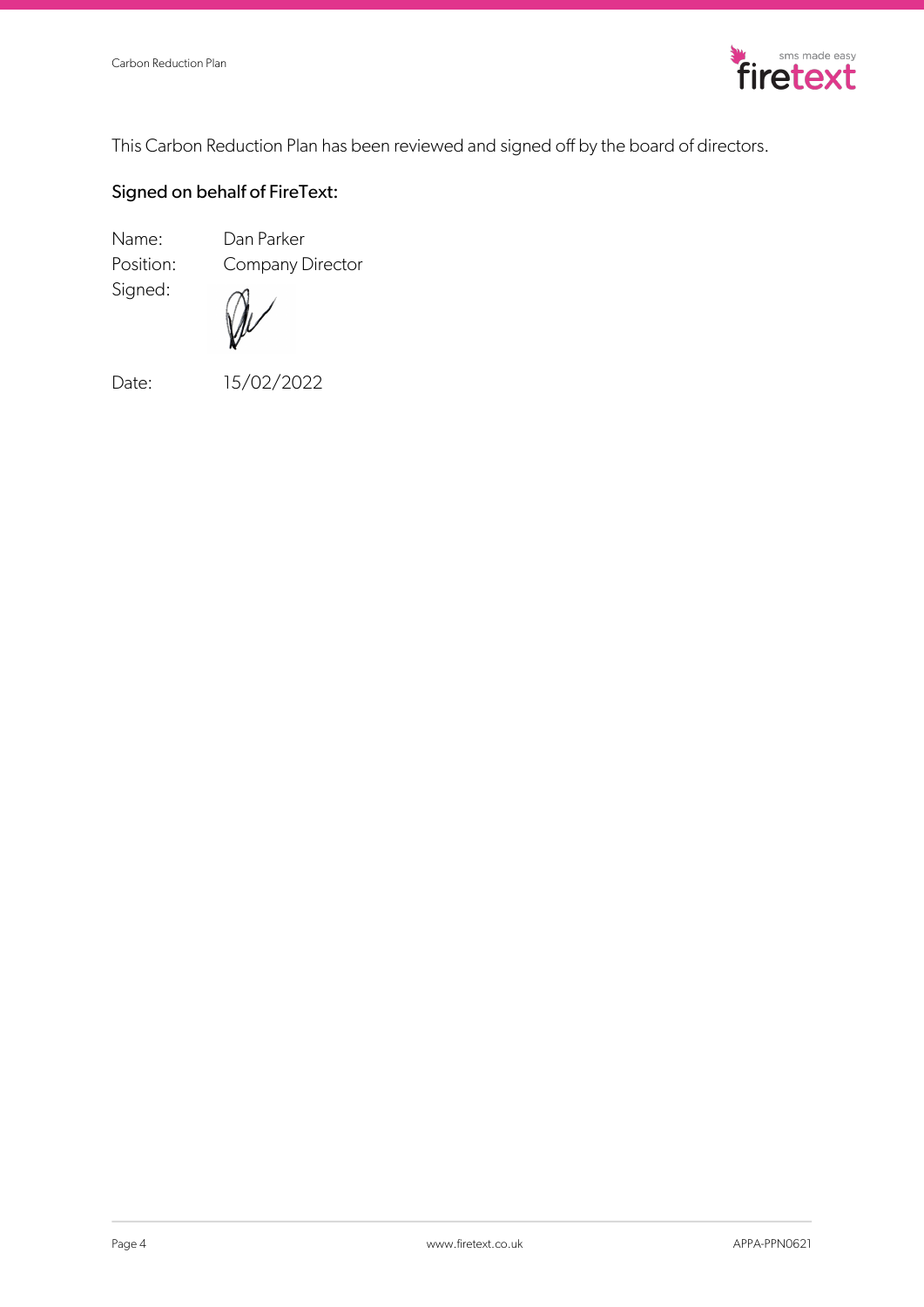This Carbon Reduction Plan has been reviewed and signed off by the board of directors.

**Signed on behalf of FireText:**

Name: Dan Parker
Position: Company Director
Signed:

Date: 15/02/2022